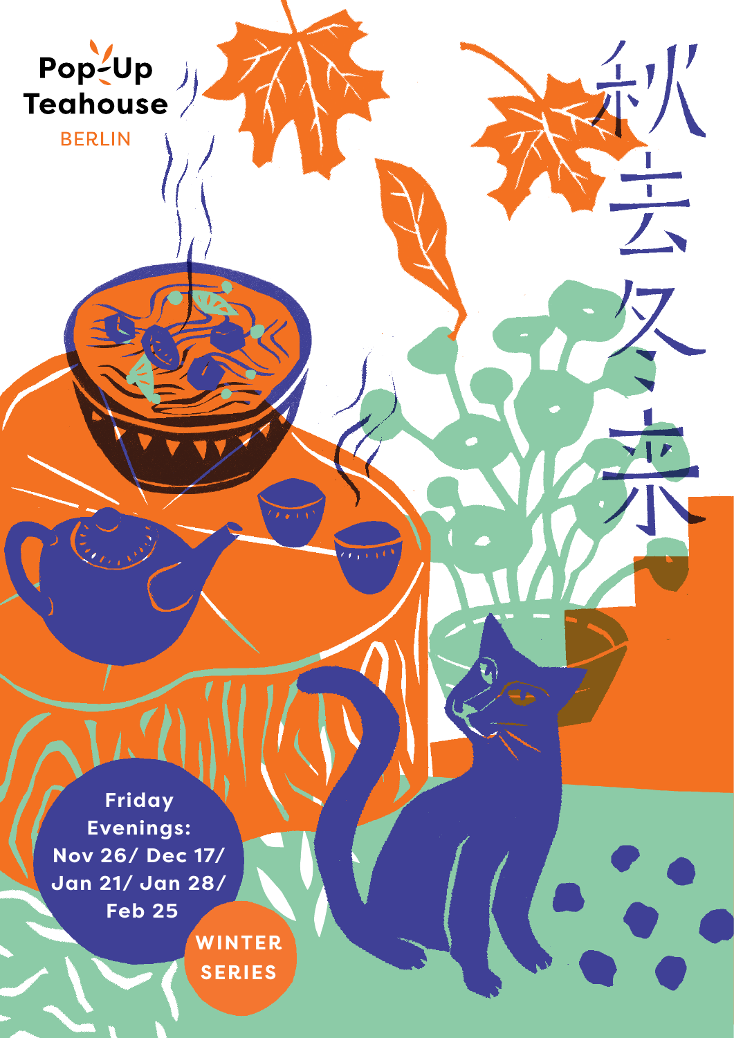# Pop-Up Teahouse

BERLIN

秋去冬来

Friday Evenings:
Nov 26/ Dec 17/
Jan 21/ Jan 28/
Feb 25

**WINTER SERIES**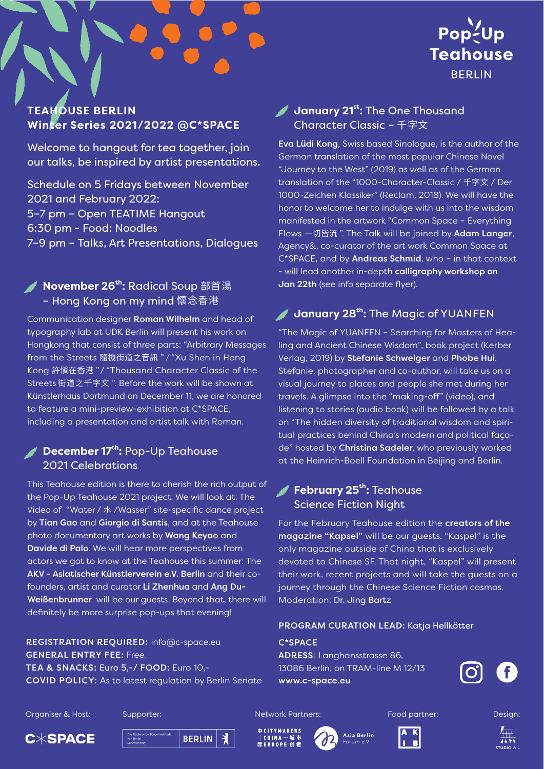Pop-Up Teahouse BERLIN

## TEAHOUSE BERLIN Winter Series 2021/2022 @C*SPACE

Welcome to hangout for tea together, join our talks, be inspired by artist presentations.

Schedule on 5 Fridays between November 2021 and February 2022:
5–7 pm – Open TEATIME Hangout
6:30 pm - Food: Noodles
7–9 pm – Talks, Art Presentations, Dialogues

### November 26th: Radical Soup 部首湯 – Hong Kong on my mind 懷念香港

Communication designer **Roman Wilhelm** and head of typography lab at UDK Berlin will present his work on Hongkong that consist of three parts: "Arbitrary Messages from the Streets 隨機街道之音訊 " / "Xu Shen in Hong Kong 許慎在香港 " / "Thousand Character Classic of the Streets 街道之千字文 ". Before the work will be shown at Künstlerhaus Dortmund on December 11, we are honored to feature a mini-preview-exhibition at C*SPACE, including a presentation and artist talk with Roman.

### December 17th: Pop-Up Teahouse 2021 Celebrations

This Teahouse edition is there to cherish the rich output of the Pop-Up Teahouse 2021 project. We will look at: The Video of "Water / 水 /Wasser" site-specific dance project by **Tian Gao** and **Giorgio di Santis**, and at the Teahouse photo documentary art works by **Wang Keyao** and **Davide di Palo**. We will hear more perspectives from actors we got to know at the Teahouse this summer: The **AKV - Asiatischer Künstlerverein e.V. Berlin** and their co-founders, artist and curator **Li Zhenhua** and **Ang Du-Weißenbrunner** will be our guests. Beyond that, there will definitely be more surprise pop-ups that evening!

**REGISTRATION REQUIRED:** info@c-space.eu
**GENERAL ENTRY FEE:** Free.
**TEA & SNACKS:** Euro 5,-/ **FOOD:** Euro 10,-
**COVID POLICY:** As to latest regulation by Berlin Senate

### January 21st: The One Thousand Character Classic – 千字文

**Eva Lüdi Kong**, Swiss based Sinologue, is the author of the German translation of the most popular Chinese Novel "Journey to the West" (2019) as well as of the German translation of the "1000-Character-Classic / 千字文 / Der 1000-Zeichen Klassiker" (Reclam, 2018). We will have the honor to welcome her to indulge with us into the wisdom manifested in the artwork "Common Space – Everything Flows 一切皆流 ". The Talk will be joined by **Adam Langer**, Agency&, co-curator of the art work Common Space at C*SPACE, and by **Andreas Schmid**, who – in that context - will lead another in-depth **calligraphy workshop on Jan 22th** (see info separate flyer).

### January 28th: The Magic of YUANFEN

"The Magic of YUANFEN – Searching for Masters of Healing and Ancient Chinese Wisdom", book project (Kerber Verlag, 2019) by **Stefanie Schweiger** and **Phobe Hui**. Stefanie, photographer and co-author, will take us on a visual journey to places and people she met during her travels. A glimpse into the "making-off" (video), and listening to stories (audio book) will be followed by a talk on "The hidden diversity of traditional wisdom and spiritual practices behind China's modern and political façade" hosted by **Christina Sadeler**, who previously worked at the Heinrich-Boell Foundation in Beijing and Berlin.

### February 25th: Teahouse Science Fiction Night

For the February Teahouse edition the **creators of the magazine "Kapsel"** will be our guests. "Kaspel" is the only magazine outside of China that is exclusively devoted to Chinese SF. That night, "Kaspel" will present their work, recent projects and will take the guests on a journey through the Chinese Science Fiction cosmos. Moderation: **Dr. Jing Bartz**

**PROGRAM CURATION LEAD:** Katja Hellkötter

**C*SPACE**
**ADRESS:** Langhansstrasse 86, 13086 Berlin, on TRAM-line M 12/13
**www.c-space.eu**

Organiser & Host: C*SPACE
Supporter: BERLIN
Network Partners: CITYMAKERS CHINA – EUROPE, Asia Berlin Forum e.V.
Food partner:
Design: STUDIO W.L.